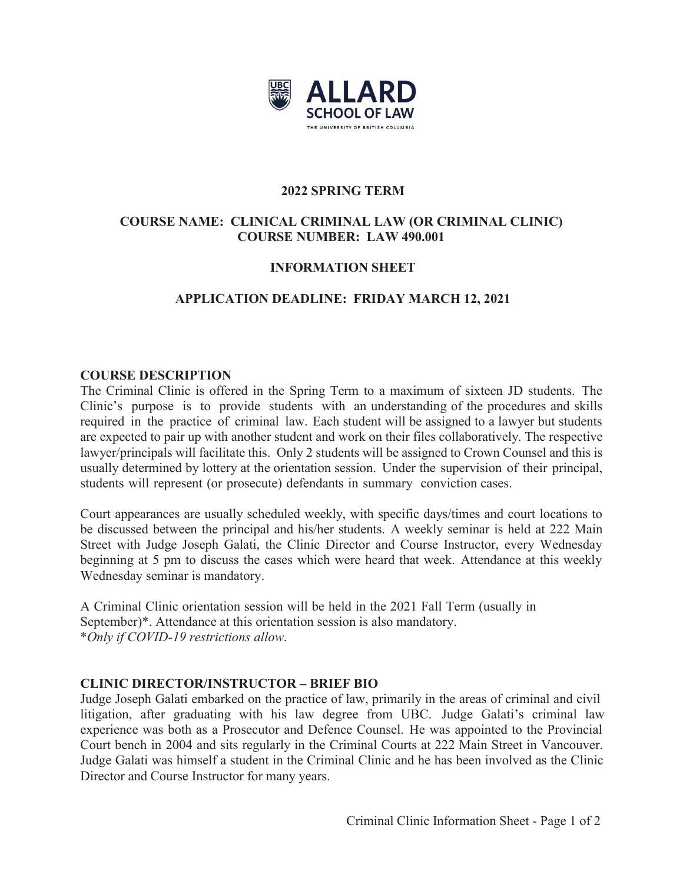ALLARD SCHOOL OF LAW

THE UNIVERSITY OF BRITISH COLUMBIA

**2022 SPRING TERM**

**COURSE NAME: CLINICAL CRIMINAL LAW (OR CRIMINAL CLINIC)**
**COURSE NUMBER: LAW 490.001**

**INFORMATION SHEET**

**APPLICATION DEADLINE: FRIDAY MARCH 12, 2021**

## COURSE DESCRIPTION

The Criminal Clinic is offered in the Spring Term to a maximum of sixteen JD students. The Clinic's purpose is to provide students with an understanding of the procedures and skills required in the practice of criminal law. Each student will be assigned to a lawyer but students are expected to pair up with another student and work on their files collaboratively. The respective lawyer/principals will facilitate this. Only 2 students will be assigned to Crown Counsel and this is usually determined by lottery at the orientation session. Under the supervision of their principal, students will represent (or prosecute) defendants in summary conviction cases.

Court appearances are usually scheduled weekly, with specific days/times and court locations to be discussed between the principal and his/her students. A weekly seminar is held at 222 Main Street with Judge Joseph Galati, the Clinic Director and Course Instructor, every Wednesday beginning at 5 pm to discuss the cases which were heard that week. Attendance at this weekly Wednesday seminar is mandatory.

A Criminal Clinic orientation session will be held in the 2021 Fall Term (usually in September)*. Attendance at this orientation session is also mandatory.
**Only if COVID-19 restrictions allow*.

## CLINIC DIRECTOR/INSTRUCTOR – BRIEF BIO

Judge Joseph Galati embarked on the practice of law, primarily in the areas of criminal and civil litigation, after graduating with his law degree from UBC. Judge Galati's criminal law experience was both as a Prosecutor and Defence Counsel. He was appointed to the Provincial Court bench in 2004 and sits regularly in the Criminal Courts at 222 Main Street in Vancouver. Judge Galati was himself a student in the Criminal Clinic and he has been involved as the Clinic Director and Course Instructor for many years.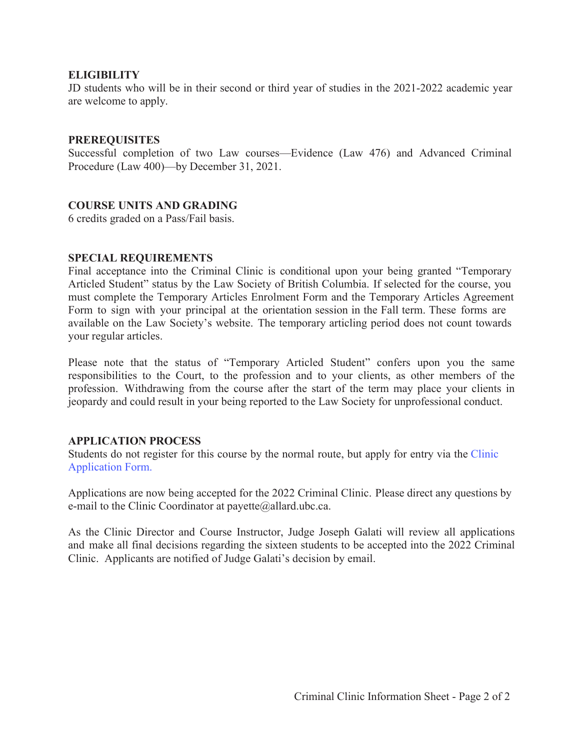## ELIGIBILITY

JD students who will be in their second or third year of studies in the 2021-2022 academic year are welcome to apply.

## PREREQUISITES

Successful completion of two Law courses—Evidence (Law 476) and Advanced Criminal Procedure (Law 400)—by December 31, 2021.

## COURSE UNITS AND GRADING

6 credits graded on a Pass/Fail basis.

## SPECIAL REQUIREMENTS

Final acceptance into the Criminal Clinic is conditional upon your being granted "Temporary Articled Student" status by the Law Society of British Columbia. If selected for the course, you must complete the Temporary Articles Enrolment Form and the Temporary Articles Agreement Form to sign with your principal at the orientation session in the Fall term. These forms are available on the Law Society's website. The temporary articling period does not count towards your regular articles.

Please note that the status of "Temporary Articled Student" confers upon you the same responsibilities to the Court, to the profession and to your clients, as other members of the profession. Withdrawing from the course after the start of the term may place your clients in jeopardy and could result in your being reported to the Law Society for unprofessional conduct.

## APPLICATION PROCESS

Students do not register for this course by the normal route, but apply for entry via the Clinic Application Form.

Applications are now being accepted for the 2022 Criminal Clinic. Please direct any questions by e-mail to the Clinic Coordinator at payette@allard.ubc.ca.

As the Clinic Director and Course Instructor, Judge Joseph Galati will review all applications and make all final decisions regarding the sixteen students to be accepted into the 2022 Criminal Clinic. Applicants are notified of Judge Galati's decision by email.